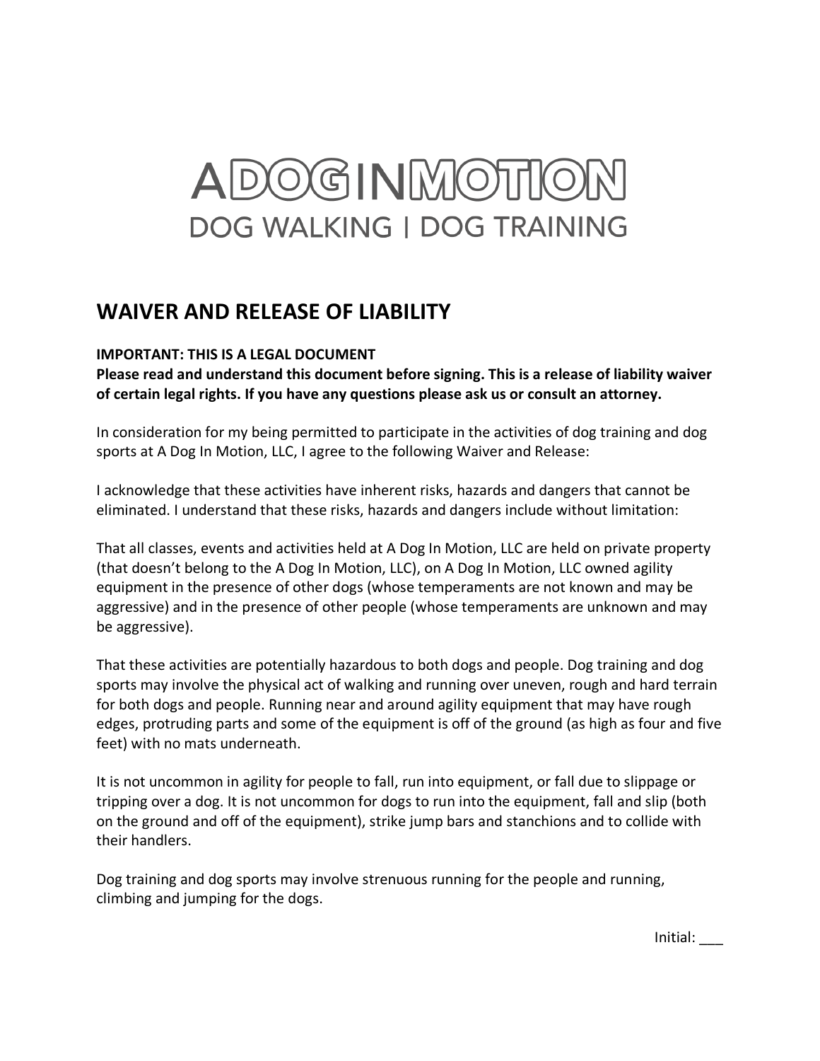# A DOG IN MOTION

DOG WALKING | DOG TRAINING

## WAIVER AND RELEASE OF LIABILITY

**IMPORTANT: THIS IS A LEGAL DOCUMENT**
**Please read and understand this document before signing. This is a release of liability waiver of certain legal rights. If you have any questions please ask us or consult an attorney.**

In consideration for my being permitted to participate in the activities of dog training and dog sports at A Dog In Motion, LLC, I agree to the following Waiver and Release:

I acknowledge that these activities have inherent risks, hazards and dangers that cannot be eliminated. I understand that these risks, hazards and dangers include without limitation:

That all classes, events and activities held at A Dog In Motion, LLC are held on private property (that doesn't belong to the A Dog In Motion, LLC), on A Dog In Motion, LLC owned agility equipment in the presence of other dogs (whose temperaments are not known and may be aggressive) and in the presence of other people (whose temperaments are unknown and may be aggressive).

That these activities are potentially hazardous to both dogs and people. Dog training and dog sports may involve the physical act of walking and running over uneven, rough and hard terrain for both dogs and people. Running near and around agility equipment that may have rough edges, protruding parts and some of the equipment is off of the ground (as high as four and five feet) with no mats underneath.

It is not uncommon in agility for people to fall, run into equipment, or fall due to slippage or tripping over a dog. It is not uncommon for dogs to run into the equipment, fall and slip (both on the ground and off of the equipment), strike jump bars and stanchions and to collide with their handlers.

Dog training and dog sports may involve strenuous running for the people and running, climbing and jumping for the dogs.

Initial: ___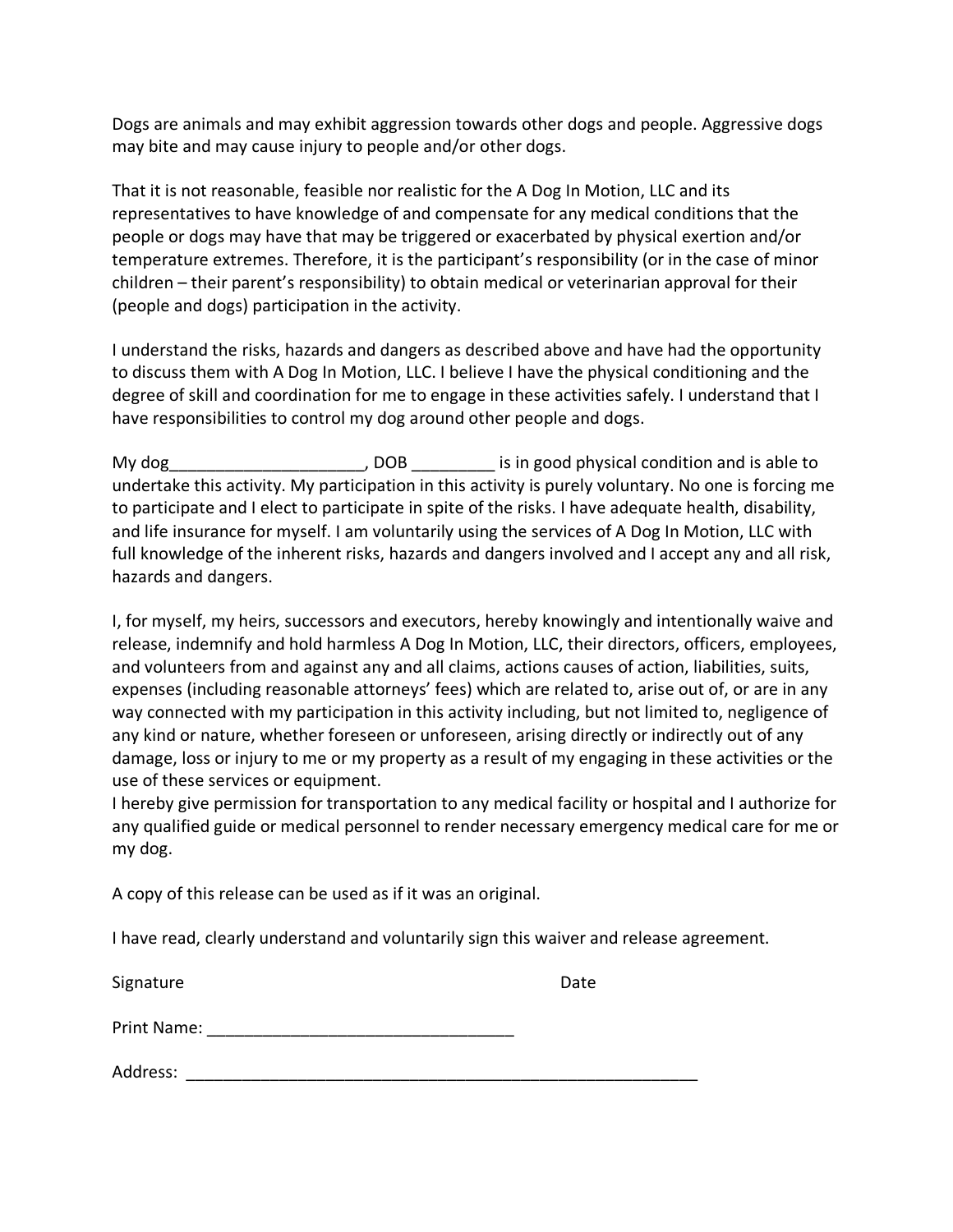Dogs are animals and may exhibit aggression towards other dogs and people. Aggressive dogs may bite and may cause injury to people and/or other dogs.

That it is not reasonable, feasible nor realistic for the A Dog In Motion, LLC and its representatives to have knowledge of and compensate for any medical conditions that the people or dogs may have that may be triggered or exacerbated by physical exertion and/or temperature extremes. Therefore, it is the participant's responsibility (or in the case of minor children – their parent's responsibility) to obtain medical or veterinarian approval for their (people and dogs) participation in the activity.

I understand the risks, hazards and dangers as described above and have had the opportunity to discuss them with A Dog In Motion, LLC. I believe I have the physical conditioning and the degree of skill and coordination for me to engage in these activities safely. I understand that I have responsibilities to control my dog around other people and dogs.

My dog_____________________, DOB _________ is in good physical condition and is able to undertake this activity. My participation in this activity is purely voluntary. No one is forcing me to participate and I elect to participate in spite of the risks. I have adequate health, disability, and life insurance for myself. I am voluntarily using the services of A Dog In Motion, LLC with full knowledge of the inherent risks, hazards and dangers involved and I accept any and all risk, hazards and dangers.

I, for myself, my heirs, successors and executors, hereby knowingly and intentionally waive and release, indemnify and hold harmless A Dog In Motion, LLC, their directors, officers, employees, and volunteers from and against any and all claims, actions causes of action, liabilities, suits, expenses (including reasonable attorneys' fees) which are related to, arise out of, or are in any way connected with my participation in this activity including, but not limited to, negligence of any kind or nature, whether foreseen or unforeseen, arising directly or indirectly out of any damage, loss or injury to me or my property as a result of my engaging in these activities or the use of these services or equipment.
I hereby give permission for transportation to any medical facility or hospital and I authorize for any qualified guide or medical personnel to render necessary emergency medical care for me or my dog.

A copy of this release can be used as if it was an original.

I have read, clearly understand and voluntarily sign this waiver and release agreement.

Signature Date

Print Name: _________________________________

Address: __________________________________________________________